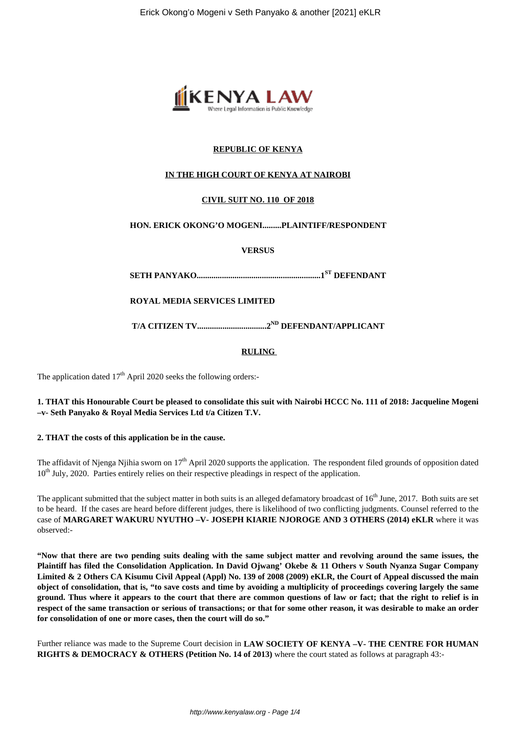**REPUBLIC OF KENYA**

**IN THE HIGH COURT OF KENYA AT NAIROBI**

**CIVIL SUIT NO. 110 OF 2018**

**HON. ERICK OKONG'O MOGENI.........PLAINTIFF/RESPONDENT**

**VERSUS**

**SETH PANYAKO..........................................................1ST DEFENDANT**

**ROYAL MEDIA SERVICES LIMITED**

**T/A CITIZEN TV................................2ND DEFENDANT/APPLICANT**

**RULING**

The application dated 17th April 2020 seeks the following orders:-

**1. THAT this Honourable Court be pleased to consolidate this suit with Nairobi HCCC No. 111 of 2018: Jacqueline Mogeni –v- Seth Panyako & Royal Media Services Ltd t/a Citizen T.V.**

**2. THAT the costs of this application be in the cause.**

The affidavit of Njenga Njihia sworn on 17th April 2020 supports the application. The respondent filed grounds of opposition dated 10th July, 2020. Parties entirely relies on their respective pleadings in respect of the application.

The applicant submitted that the subject matter in both suits is an alleged defamatory broadcast of 16th June, 2017. Both suits are set to be heard. If the cases are heard before different judges, there is likelihood of two conflicting judgments. Counsel referred to the case of **MARGARET WAKURU NYUTHO –V- JOSEPH KIARIE NJOROGE AND 3 OTHERS (2014) eKLR** where it was observed:-

**"Now that there are two pending suits dealing with the same subject matter and revolving around the same issues, the Plaintiff has filed the Consolidation Application. In David Ojwang' Okebe & 11 Others v South Nyanza Sugar Company Limited & 2 Others CA Kisumu Civil Appeal (Appl) No. 139 of 2008 (2009) eKLR, the Court of Appeal discussed the main object of consolidation, that is, "to save costs and time by avoiding a multiplicity of proceedings covering largely the same ground. Thus where it appears to the court that there are common questions of law or fact; that the right to relief is in respect of the same transaction or serious of transactions; or that for some other reason, it was desirable to make an order for consolidation of one or more cases, then the court will do so."**

Further reliance was made to the Supreme Court decision in **LAW SOCIETY OF KENYA –V- THE CENTRE FOR HUMAN RIGHTS & DEMOCRACY & OTHERS (Petition No. 14 of 2013)** where the court stated as follows at paragraph 43:-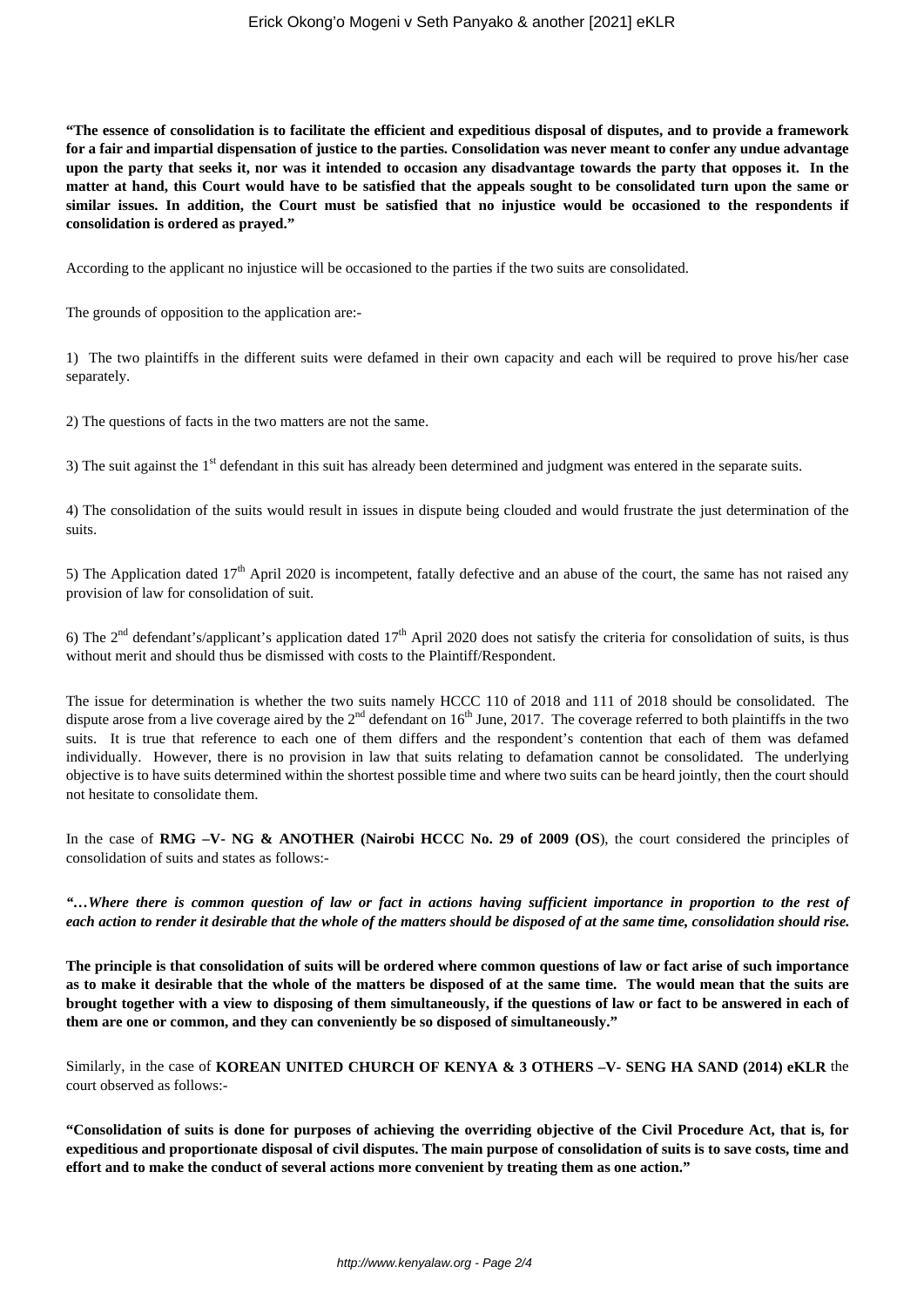**"The essence of consolidation is to facilitate the efficient and expeditious disposal of disputes, and to provide a framework for a fair and impartial dispensation of justice to the parties. Consolidation was never meant to confer any undue advantage upon the party that seeks it, nor was it intended to occasion any disadvantage towards the party that opposes it. In the matter at hand, this Court would have to be satisfied that the appeals sought to be consolidated turn upon the same or similar issues. In addition, the Court must be satisfied that no injustice would be occasioned to the respondents if consolidation is ordered as prayed."**

According to the applicant no injustice will be occasioned to the parties if the two suits are consolidated.

The grounds of opposition to the application are:-

1) The two plaintiffs in the different suits were defamed in their own capacity and each will be required to prove his/her case separately.

2) The questions of facts in the two matters are not the same.

3) The suit against the 1st defendant in this suit has already been determined and judgment was entered in the separate suits.

4) The consolidation of the suits would result in issues in dispute being clouded and would frustrate the just determination of the suits.

5) The Application dated 17th April 2020 is incompetent, fatally defective and an abuse of the court, the same has not raised any provision of law for consolidation of suit.

6) The 2nd defendant's/applicant's application dated 17th April 2020 does not satisfy the criteria for consolidation of suits, is thus without merit and should thus be dismissed with costs to the Plaintiff/Respondent.

The issue for determination is whether the two suits namely HCCC 110 of 2018 and 111 of 2018 should be consolidated. The dispute arose from a live coverage aired by the 2nd defendant on 16th June, 2017. The coverage referred to both plaintiffs in the two suits. It is true that reference to each one of them differs and the respondent's contention that each of them was defamed individually. However, there is no provision in law that suits relating to defamation cannot be consolidated. The underlying objective is to have suits determined within the shortest possible time and where two suits can be heard jointly, then the court should not hesitate to consolidate them.

In the case of **RMG –V- NG & ANOTHER (Nairobi HCCC No. 29 of 2009 (OS)**, the court considered the principles of consolidation of suits and states as follows:-

***"…Where there is common question of law or fact in actions having sufficient importance in proportion to the rest of each action to render it desirable that the whole of the matters should be disposed of at the same time, consolidation should rise.***

**The principle is that consolidation of suits will be ordered where common questions of law or fact arise of such importance as to make it desirable that the whole of the matters be disposed of at the same time. The would mean that the suits are brought together with a view to disposing of them simultaneously, if the questions of law or fact to be answered in each of them are one or common, and they can conveniently be so disposed of simultaneously."**

Similarly, in the case of **KOREAN UNITED CHURCH OF KENYA & 3 OTHERS –V- SENG HA SAND (2014) eKLR** the court observed as follows:-

**"Consolidation of suits is done for purposes of achieving the overriding objective of the Civil Procedure Act, that is, for expeditious and proportionate disposal of civil disputes. The main purpose of consolidation of suits is to save costs, time and effort and to make the conduct of several actions more convenient by treating them as one action."**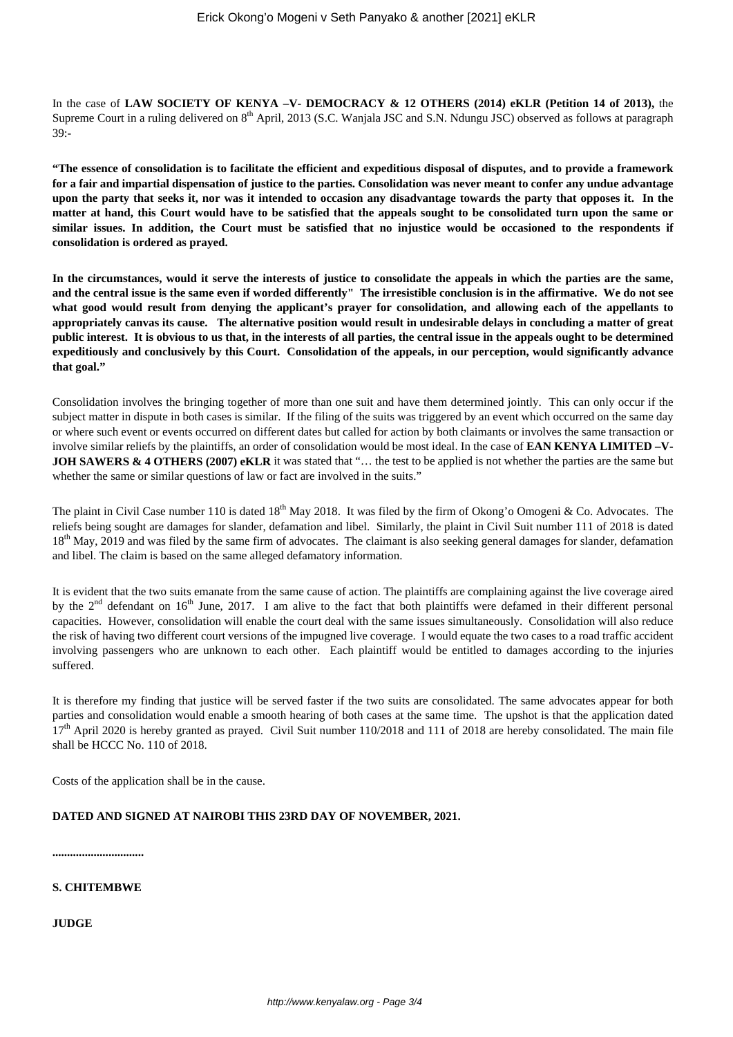In the case of **LAW SOCIETY OF KENYA –V- DEMOCRACY & 12 OTHERS (2014) eKLR (Petition 14 of 2013),** the Supreme Court in a ruling delivered on 8th April, 2013 (S.C. Wanjala JSC and S.N. Ndungu JSC) observed as follows at paragraph 39:-

**"The essence of consolidation is to facilitate the efficient and expeditious disposal of disputes, and to provide a framework for a fair and impartial dispensation of justice to the parties. Consolidation was never meant to confer any undue advantage upon the party that seeks it, nor was it intended to occasion any disadvantage towards the party that opposes it. In the matter at hand, this Court would have to be satisfied that the appeals sought to be consolidated turn upon the same or similar issues. In addition, the Court must be satisfied that no injustice would be occasioned to the respondents if consolidation is ordered as prayed.**

**In the circumstances, would it serve the interests of justice to consolidate the appeals in which the parties are the same, and the central issue is the same even if worded differently" The irresistible conclusion is in the affirmative. We do not see what good would result from denying the applicant's prayer for consolidation, and allowing each of the appellants to appropriately canvas its cause. The alternative position would result in undesirable delays in concluding a matter of great public interest. It is obvious to us that, in the interests of all parties, the central issue in the appeals ought to be determined expeditiously and conclusively by this Court. Consolidation of the appeals, in our perception, would significantly advance that goal."**

Consolidation involves the bringing together of more than one suit and have them determined jointly. This can only occur if the subject matter in dispute in both cases is similar. If the filing of the suits was triggered by an event which occurred on the same day or where such event or events occurred on different dates but called for action by both claimants or involves the same transaction or involve similar reliefs by the plaintiffs, an order of consolidation would be most ideal. In the case of **EAN KENYA LIMITED –V- JOH SAWERS & 4 OTHERS (2007) eKLR** it was stated that "… the test to be applied is not whether the parties are the same but whether the same or similar questions of law or fact are involved in the suits."

The plaint in Civil Case number 110 is dated 18th May 2018. It was filed by the firm of Okong'o Omogeni & Co. Advocates. The reliefs being sought are damages for slander, defamation and libel. Similarly, the plaint in Civil Suit number 111 of 2018 is dated 18th May, 2019 and was filed by the same firm of advocates. The claimant is also seeking general damages for slander, defamation and libel. The claim is based on the same alleged defamatory information.

It is evident that the two suits emanate from the same cause of action. The plaintiffs are complaining against the live coverage aired by the 2nd defendant on 16th June, 2017. I am alive to the fact that both plaintiffs were defamed in their different personal capacities. However, consolidation will enable the court deal with the same issues simultaneously. Consolidation will also reduce the risk of having two different court versions of the impugned live coverage. I would equate the two cases to a road traffic accident involving passengers who are unknown to each other. Each plaintiff would be entitled to damages according to the injuries suffered.

It is therefore my finding that justice will be served faster if the two suits are consolidated. The same advocates appear for both parties and consolidation would enable a smooth hearing of both cases at the same time. The upshot is that the application dated 17th April 2020 is hereby granted as prayed. Civil Suit number 110/2018 and 111 of 2018 are hereby consolidated. The main file shall be HCCC No. 110 of 2018.

Costs of the application shall be in the cause.

**DATED AND SIGNED AT NAIROBI THIS 23RD DAY OF NOVEMBER, 2021.**

**..............................**

**S. CHITEMBWE**

**JUDGE**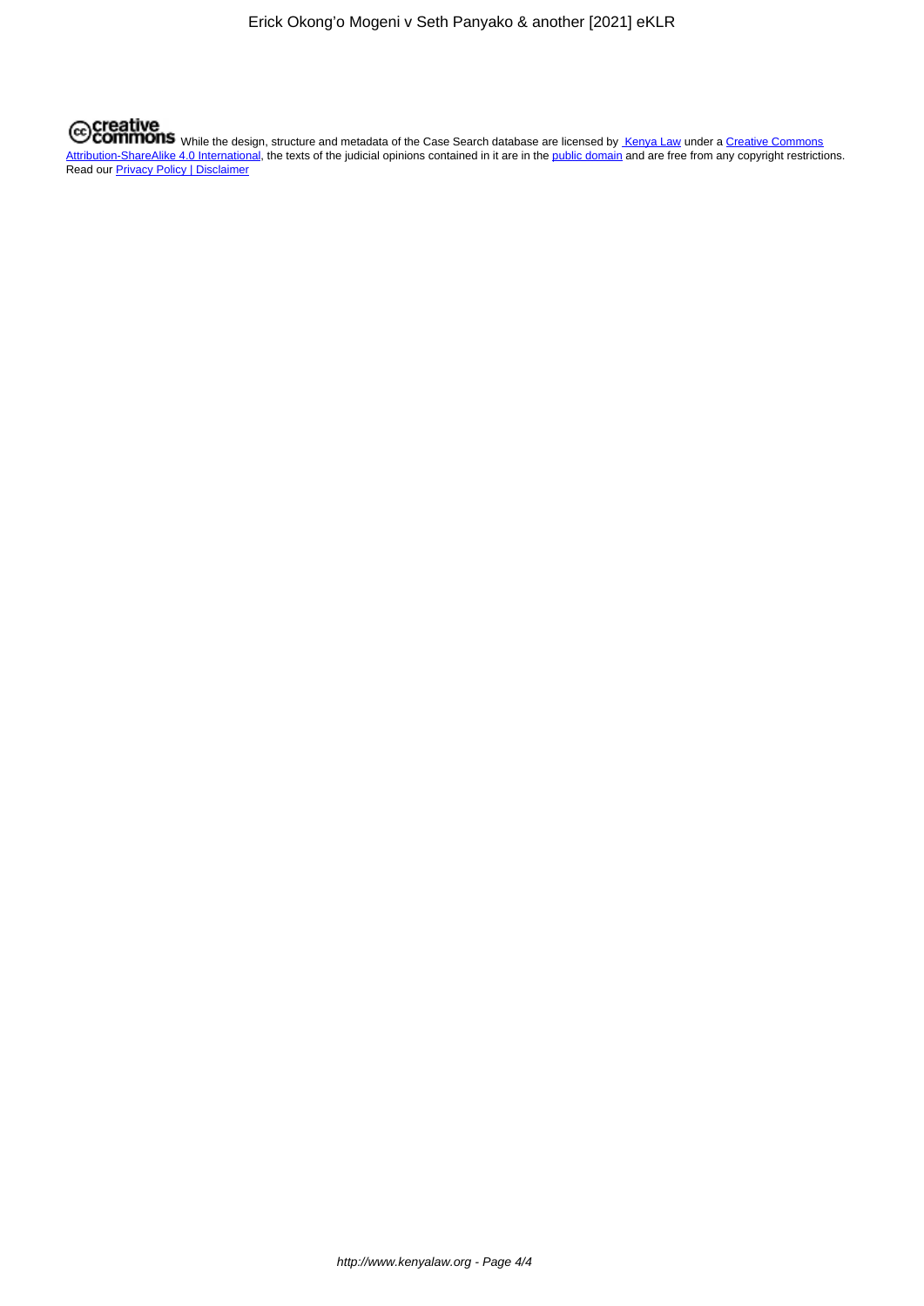While the design, structure and metadata of the Case Search database are licensed by [Kenya Law] under a [Creative Commons Attribution-ShareAlike 4.0 International], the texts of the judicial opinions contained in it are in the [public domain] and are free from any copyright restrictions. Read our [Privacy Policy | Disclaimer]